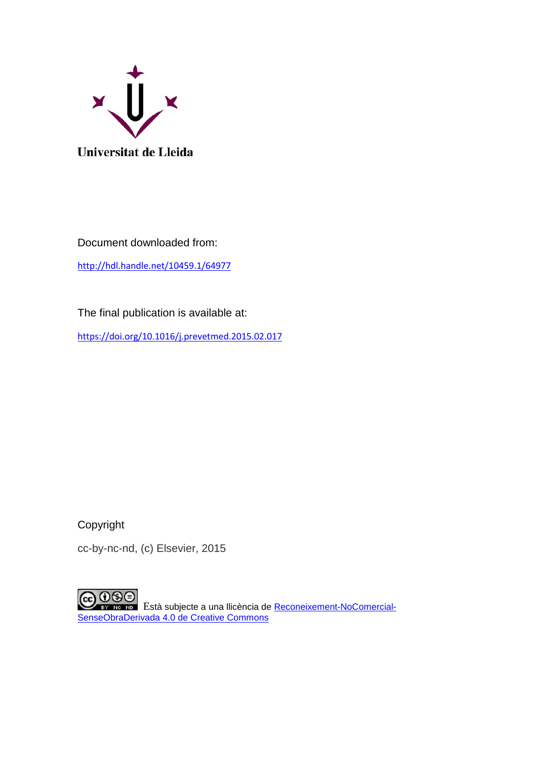Universitat de Lleida

Document downloaded from:

http://hdl.handle.net/10459.1/64977

The final publication is available at:

https://doi.org/10.1016/j.prevetmed.2015.02.017

Copyright

cc-by-nc-nd, (c) Elsevier, 2015

Està subjecte a una llicència de Reconeixement-NoComercial-SenseObraDerivada 4.0 de Creative Commons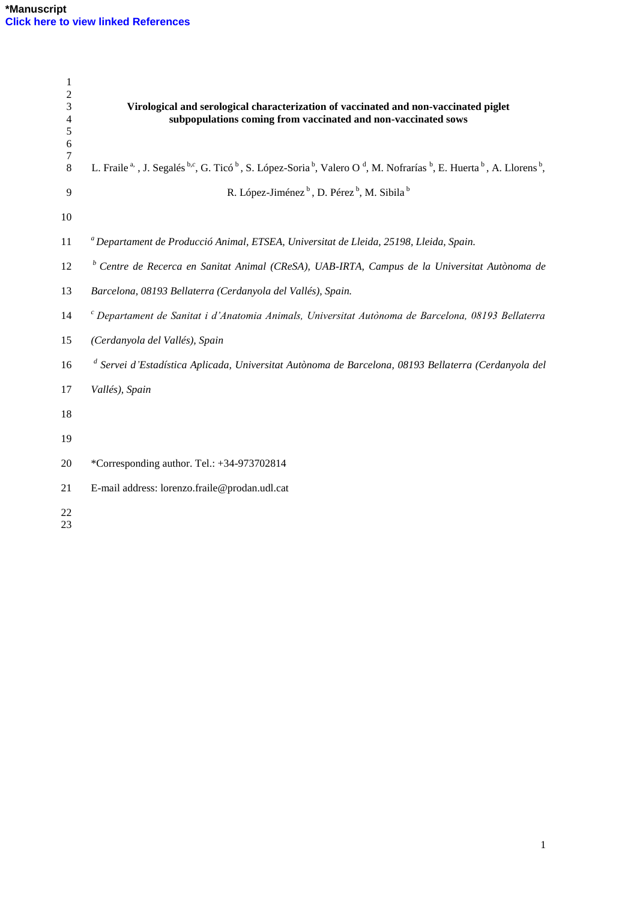**\*Manuscript**

**Click here to view linked References**

# Virological and serological characterization of vaccinated and non-vaccinated piglet subpopulations coming from vaccinated and non-vaccinated sows

L. Fraile [a,]\* , J. Segalés [b,c], G. Ticó [b], S. López-Soria [b], Valero O [d], M. Nofrarías [b], E. Huerta [b], A. Llorens [b], R. López-Jiménez [b], D. Pérez [b], M. Sibila [b]

[a] *Departament de Producció Animal, ETSEA, Universitat de Lleida, 25198, Lleida, Spain.*

[b] *Centre de Recerca en Sanitat Animal (CReSA), UAB-IRTA, Campus de la Universitat Autònoma de Barcelona, 08193 Bellaterra (Cerdanyola del Vallés), Spain.*

[c] *Departament de Sanitat i d'Anatomia Animals, Universitat Autònoma de Barcelona, 08193 Bellaterra (Cerdanyola del Vallés), Spain*

[d] *Servei d'Estadística Aplicada, Universitat Autònoma de Barcelona, 08193 Bellaterra (Cerdanyola del Vallés), Spain*

\*Corresponding author. Tel.: +34-973702814

E-mail address: lorenzo.fraile@prodan.udl.cat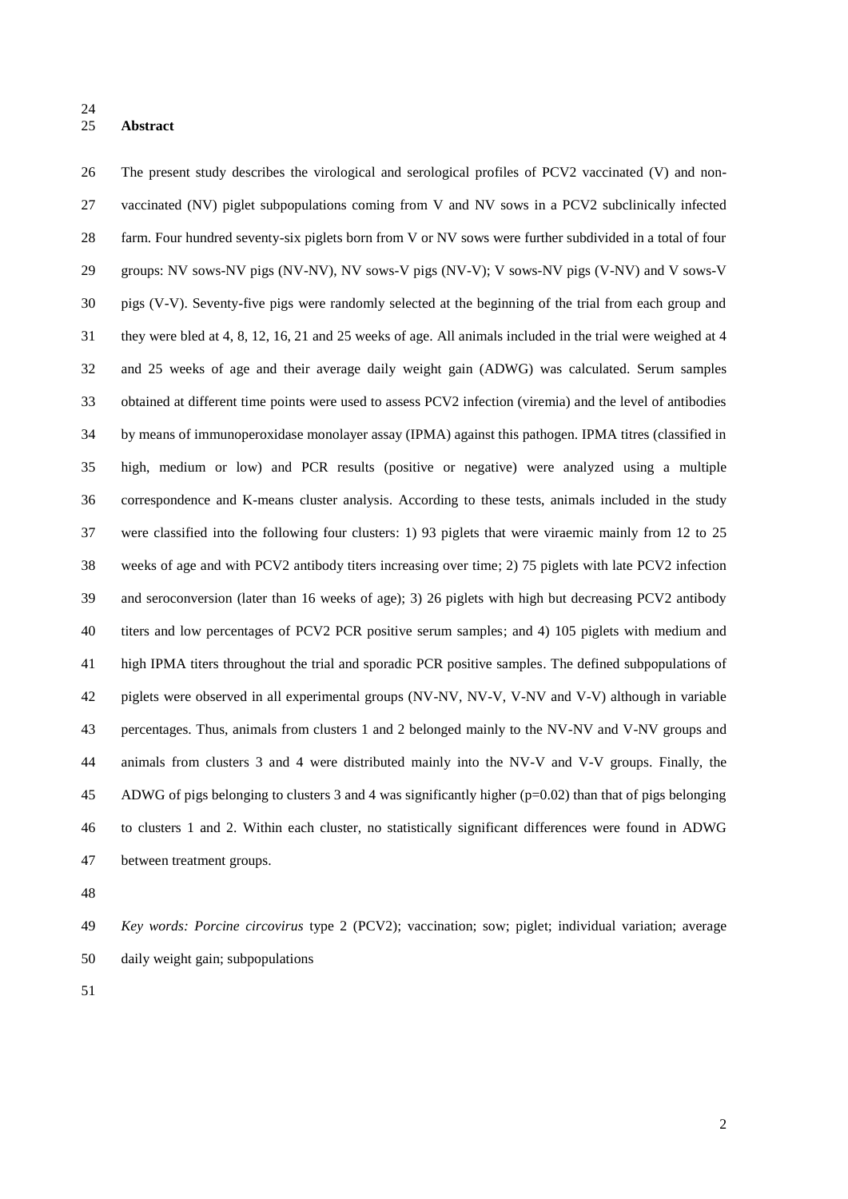## Abstract

The present study describes the virological and serological profiles of PCV2 vaccinated (V) and non-vaccinated (NV) piglet subpopulations coming from V and NV sows in a PCV2 subclinically infected farm. Four hundred seventy-six piglets born from V or NV sows were further subdivided in a total of four groups: NV sows-NV pigs (NV-NV), NV sows-V pigs (NV-V); V sows-NV pigs (V-NV) and V sows-V pigs (V-V). Seventy-five pigs were randomly selected at the beginning of the trial from each group and they were bled at 4, 8, 12, 16, 21 and 25 weeks of age. All animals included in the trial were weighed at 4 and 25 weeks of age and their average daily weight gain (ADWG) was calculated. Serum samples obtained at different time points were used to assess PCV2 infection (viremia) and the level of antibodies by means of immunoperoxidase monolayer assay (IPMA) against this pathogen. IPMA titres (classified in high, medium or low) and PCR results (positive or negative) were analyzed using a multiple correspondence and K-means cluster analysis. According to these tests, animals included in the study were classified into the following four clusters: 1) 93 piglets that were viraemic mainly from 12 to 25 weeks of age and with PCV2 antibody titers increasing over time; 2) 75 piglets with late PCV2 infection and seroconversion (later than 16 weeks of age); 3) 26 piglets with high but decreasing PCV2 antibody titers and low percentages of PCV2 PCR positive serum samples; and 4) 105 piglets with medium and high IPMA titers throughout the trial and sporadic PCR positive samples. The defined subpopulations of piglets were observed in all experimental groups (NV-NV, NV-V, V-NV and V-V) although in variable percentages. Thus, animals from clusters 1 and 2 belonged mainly to the NV-NV and V-NV groups and animals from clusters 3 and 4 were distributed mainly into the NV-V and V-V groups. Finally, the ADWG of pigs belonging to clusters 3 and 4 was significantly higher ($p=0.02$) than that of pigs belonging to clusters 1 and 2. Within each cluster, no statistically significant differences were found in ADWG between treatment groups.

*Key words: Porcine circovirus* type 2 (PCV2); vaccination; sow; piglet; individual variation; average daily weight gain; subpopulations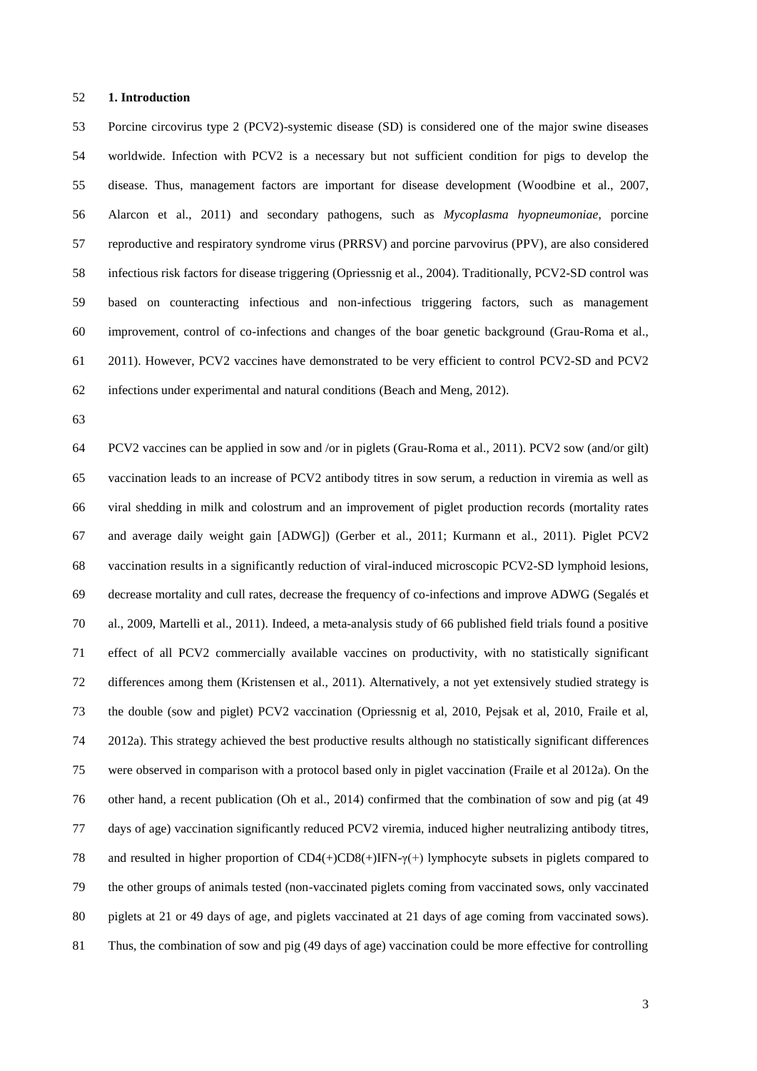## 1. Introduction

Porcine circovirus type 2 (PCV2)-systemic disease (SD) is considered one of the major swine diseases worldwide. Infection with PCV2 is a necessary but not sufficient condition for pigs to develop the disease. Thus, management factors are important for disease development (Woodbine et al., 2007, Alarcon et al., 2011) and secondary pathogens, such as *Mycoplasma hyopneumoniae*, porcine reproductive and respiratory syndrome virus (PRRSV) and porcine parvovirus (PPV), are also considered infectious risk factors for disease triggering (Opriessnig et al., 2004). Traditionally, PCV2-SD control was based on counteracting infectious and non-infectious triggering factors, such as management improvement, control of co-infections and changes of the boar genetic background (Grau-Roma et al., 2011). However, PCV2 vaccines have demonstrated to be very efficient to control PCV2-SD and PCV2 infections under experimental and natural conditions (Beach and Meng, 2012).

PCV2 vaccines can be applied in sow and /or in piglets (Grau-Roma et al., 2011). PCV2 sow (and/or gilt) vaccination leads to an increase of PCV2 antibody titres in sow serum, a reduction in viremia as well as viral shedding in milk and colostrum and an improvement of piglet production records (mortality rates and average daily weight gain [ADWG]) (Gerber et al., 2011; Kurmann et al., 2011). Piglet PCV2 vaccination results in a significantly reduction of viral-induced microscopic PCV2-SD lymphoid lesions, decrease mortality and cull rates, decrease the frequency of co-infections and improve ADWG (Segalés et al., 2009, Martelli et al., 2011). Indeed, a meta-analysis study of 66 published field trials found a positive effect of all PCV2 commercially available vaccines on productivity, with no statistically significant differences among them (Kristensen et al., 2011). Alternatively, a not yet extensively studied strategy is the double (sow and piglet) PCV2 vaccination (Opriessnig et al, 2010, Pejsak et al, 2010, Fraile et al, 2012a). This strategy achieved the best productive results although no statistically significant differences were observed in comparison with a protocol based only in piglet vaccination (Fraile et al 2012a). On the other hand, a recent publication (Oh et al., 2014) confirmed that the combination of sow and pig (at 49 days of age) vaccination significantly reduced PCV2 viremia, induced higher neutralizing antibody titres, and resulted in higher proportion of CD4(+)CD8(+)IFN-γ(+) lymphocyte subsets in piglets compared to the other groups of animals tested (non-vaccinated piglets coming from vaccinated sows, only vaccinated piglets at 21 or 49 days of age, and piglets vaccinated at 21 days of age coming from vaccinated sows). Thus, the combination of sow and pig (49 days of age) vaccination could be more effective for controlling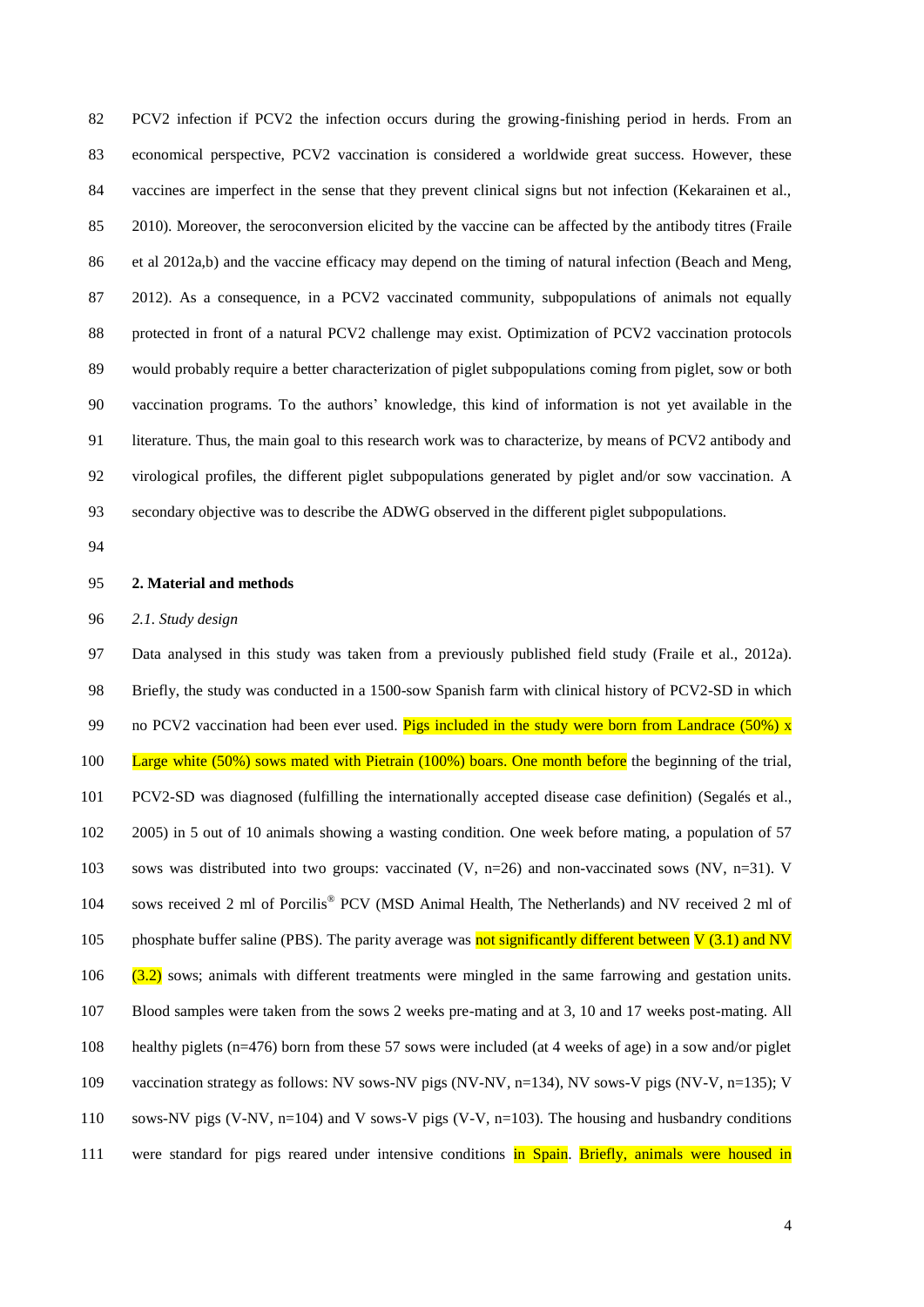PCV2 infection if PCV2 the infection occurs during the growing-finishing period in herds. From an economical perspective, PCV2 vaccination is considered a worldwide great success. However, these vaccines are imperfect in the sense that they prevent clinical signs but not infection (Kekarainen et al., 2010). Moreover, the seroconversion elicited by the vaccine can be affected by the antibody titres (Fraile et al 2012a,b) and the vaccine efficacy may depend on the timing of natural infection (Beach and Meng, 2012). As a consequence, in a PCV2 vaccinated community, subpopulations of animals not equally protected in front of a natural PCV2 challenge may exist. Optimization of PCV2 vaccination protocols would probably require a better characterization of piglet subpopulations coming from piglet, sow or both vaccination programs. To the authors' knowledge, this kind of information is not yet available in the literature. Thus, the main goal to this research work was to characterize, by means of PCV2 antibody and virological profiles, the different piglet subpopulations generated by piglet and/or sow vaccination. A secondary objective was to describe the ADWG observed in the different piglet subpopulations.

## 2. Material and methods

### *2.1. Study design*

Data analysed in this study was taken from a previously published field study (Fraile et al., 2012a). Briefly, the study was conducted in a 1500-sow Spanish farm with clinical history of PCV2-SD in which no PCV2 vaccination had been ever used. Pigs included in the study were born from Landrace (50%) x Large white (50%) sows mated with Pietrain (100%) boars. One month before the beginning of the trial, PCV2-SD was diagnosed (fulfilling the internationally accepted disease case definition) (Segalés et al., 2005) in 5 out of 10 animals showing a wasting condition. One week before mating, a population of 57 sows was distributed into two groups: vaccinated (V, n=26) and non-vaccinated sows (NV, n=31). V sows received 2 ml of Porcilis® PCV (MSD Animal Health, The Netherlands) and NV received 2 ml of phosphate buffer saline (PBS). The parity average was not significantly different between V (3.1) and NV (3.2) sows; animals with different treatments were mingled in the same farrowing and gestation units. Blood samples were taken from the sows 2 weeks pre-mating and at 3, 10 and 17 weeks post-mating. All healthy piglets (n=476) born from these 57 sows were included (at 4 weeks of age) in a sow and/or piglet vaccination strategy as follows: NV sows-NV pigs (NV-NV, n=134), NV sows-V pigs (NV-V, n=135); V sows-NV pigs (V-NV, n=104) and V sows-V pigs (V-V, n=103). The housing and husbandry conditions were standard for pigs reared under intensive conditions in Spain. Briefly, animals were housed in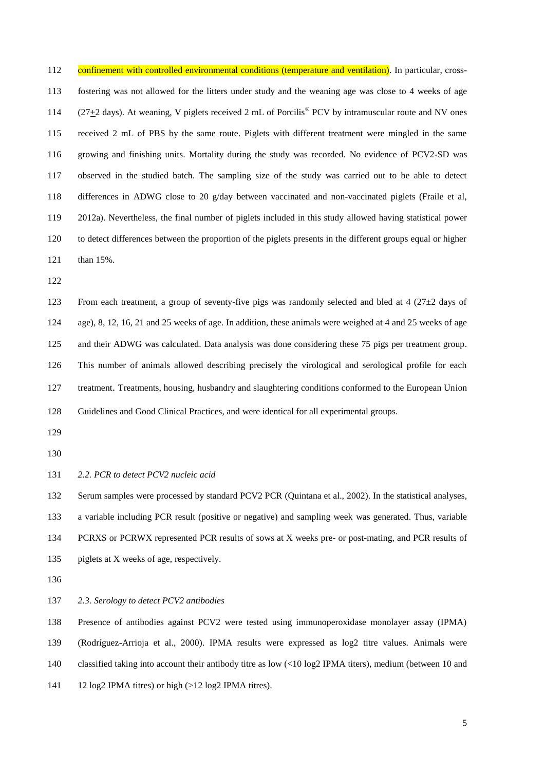confinement with controlled environmental conditions (temperature and ventilation). In particular, cross-fostering was not allowed for the litters under study and the weaning age was close to 4 weeks of age (27±2 days). At weaning, V piglets received 2 mL of Porcilis® PCV by intramuscular route and NV ones received 2 mL of PBS by the same route. Piglets with different treatment were mingled in the same growing and finishing units. Mortality during the study was recorded. No evidence of PCV2-SD was observed in the studied batch. The sampling size of the study was carried out to be able to detect differences in ADWG close to 20 g/day between vaccinated and non-vaccinated piglets (Fraile et al, 2012a). Nevertheless, the final number of piglets included in this study allowed having statistical power to detect differences between the proportion of the piglets presents in the different groups equal or higher than 15%.

From each treatment, a group of seventy-five pigs was randomly selected and bled at 4 (27±2 days of age), 8, 12, 16, 21 and 25 weeks of age. In addition, these animals were weighed at 4 and 25 weeks of age and their ADWG was calculated. Data analysis was done considering these 75 pigs per treatment group. This number of animals allowed describing precisely the virological and serological profile for each treatment. Treatments, housing, husbandry and slaughtering conditions conformed to the European Union Guidelines and Good Clinical Practices, and were identical for all experimental groups.

### *2.2. PCR to detect PCV2 nucleic acid*

Serum samples were processed by standard PCV2 PCR (Quintana et al., 2002). In the statistical analyses, a variable including PCR result (positive or negative) and sampling week was generated. Thus, variable PCRXS or PCRWX represented PCR results of sows at X weeks pre- or post-mating, and PCR results of piglets at X weeks of age, respectively.

### *2.3. Serology to detect PCV2 antibodies*

Presence of antibodies against PCV2 were tested using immunoperoxidase monolayer assay (IPMA) (Rodríguez-Arrioja et al., 2000). IPMA results were expressed as log2 titre values. Animals were classified taking into account their antibody titre as low (<10 log2 IPMA titers), medium (between 10 and 12 log2 IPMA titres) or high (>12 log2 IPMA titres).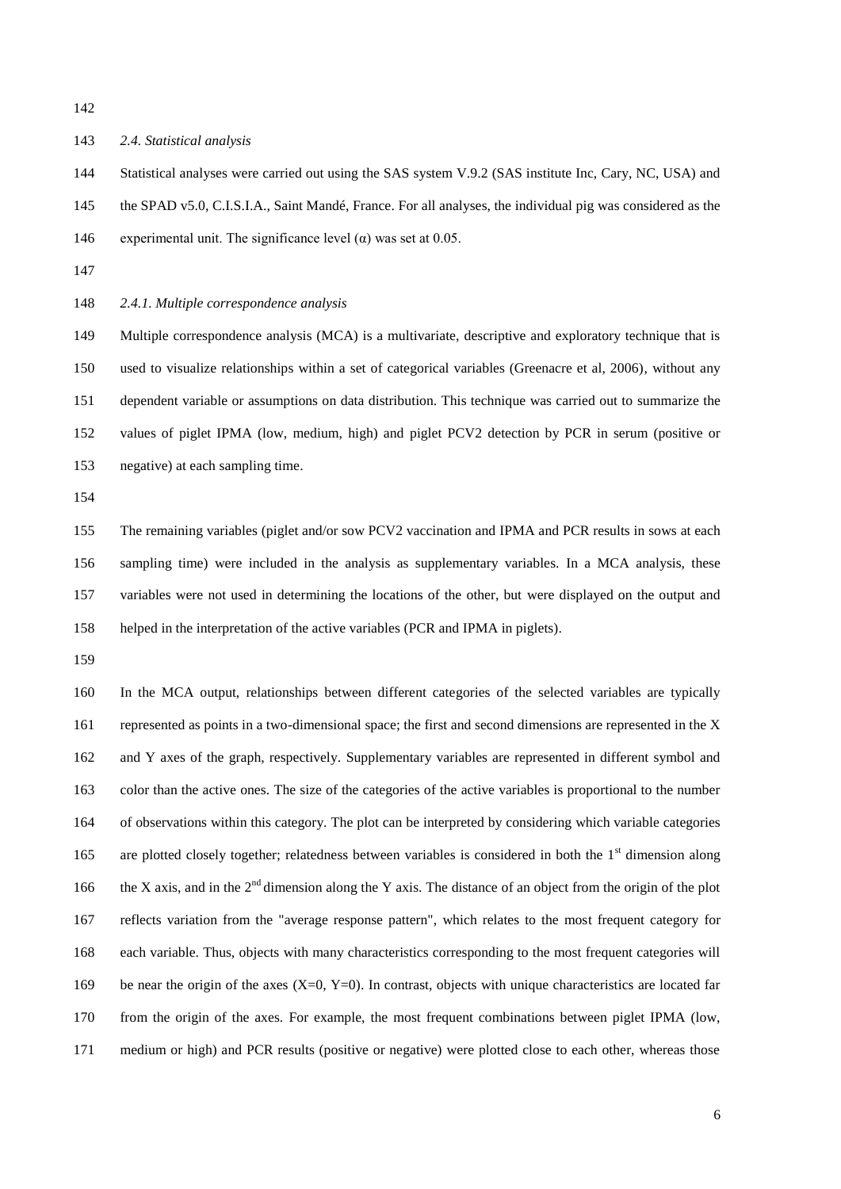*2.4. Statistical analysis*

Statistical analyses were carried out using the SAS system V.9.2 (SAS institute Inc, Cary, NC, USA) and the SPAD v5.0, C.I.S.I.A., Saint Mandé, France. For all analyses, the individual pig was considered as the experimental unit. The significance level (α) was set at 0.05.

*2.4.1. Multiple correspondence analysis*

Multiple correspondence analysis (MCA) is a multivariate, descriptive and exploratory technique that is used to visualize relationships within a set of categorical variables (Greenacre et al, 2006), without any dependent variable or assumptions on data distribution. This technique was carried out to summarize the values of piglet IPMA (low, medium, high) and piglet PCV2 detection by PCR in serum (positive or negative) at each sampling time.

The remaining variables (piglet and/or sow PCV2 vaccination and IPMA and PCR results in sows at each sampling time) were included in the analysis as supplementary variables. In a MCA analysis, these variables were not used in determining the locations of the other, but were displayed on the output and helped in the interpretation of the active variables (PCR and IPMA in piglets).

In the MCA output, relationships between different categories of the selected variables are typically represented as points in a two-dimensional space; the first and second dimensions are represented in the X and Y axes of the graph, respectively. Supplementary variables are represented in different symbol and color than the active ones. The size of the categories of the active variables is proportional to the number of observations within this category. The plot can be interpreted by considering which variable categories are plotted closely together; relatedness between variables is considered in both the 1st dimension along the X axis, and in the 2nd dimension along the Y axis. The distance of an object from the origin of the plot reflects variation from the "average response pattern", which relates to the most frequent category for each variable. Thus, objects with many characteristics corresponding to the most frequent categories will be near the origin of the axes (X=0, Y=0). In contrast, objects with unique characteristics are located far from the origin of the axes. For example, the most frequent combinations between piglet IPMA (low, medium or high) and PCR results (positive or negative) were plotted close to each other, whereas those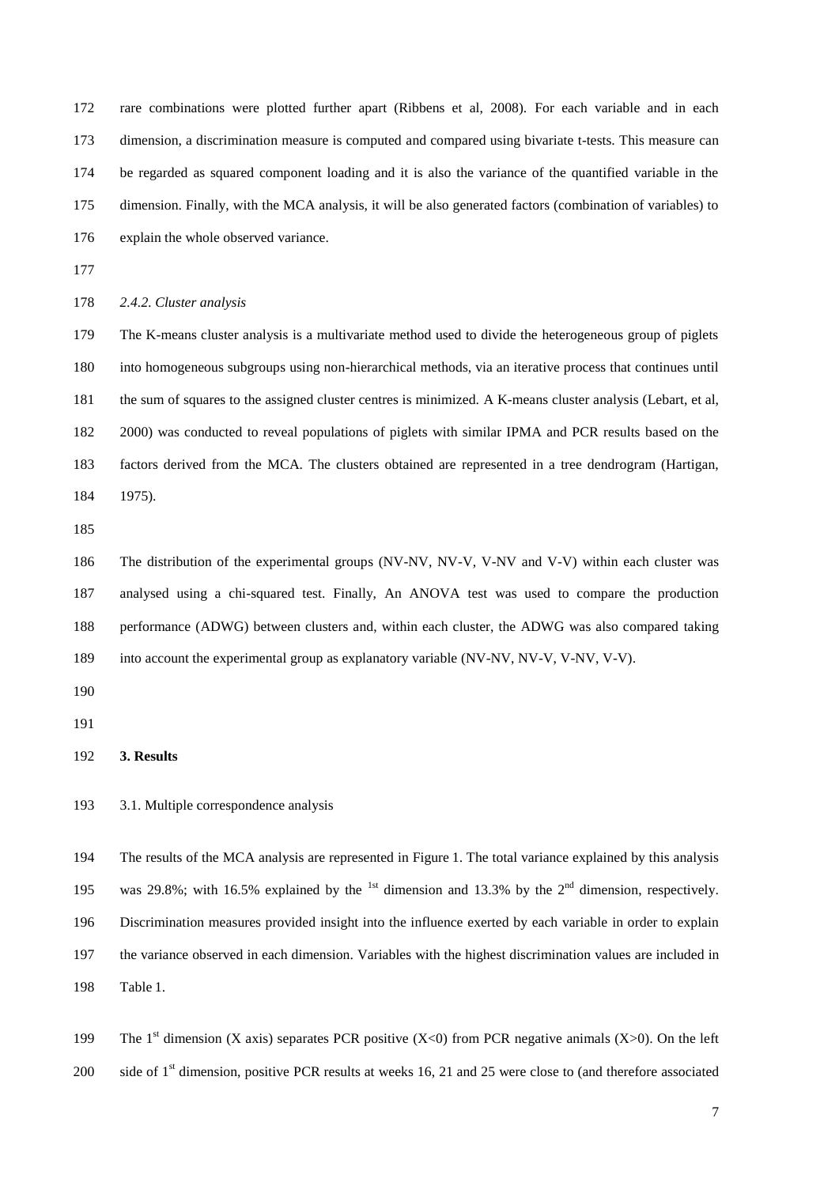rare combinations were plotted further apart (Ribbens et al, 2008). For each variable and in each dimension, a discrimination measure is computed and compared using bivariate t-tests. This measure can be regarded as squared component loading and it is also the variance of the quantified variable in the dimension. Finally, with the MCA analysis, it will be also generated factors (combination of variables) to explain the whole observed variance.

*2.4.2. Cluster analysis*

The K-means cluster analysis is a multivariate method used to divide the heterogeneous group of piglets into homogeneous subgroups using non-hierarchical methods, via an iterative process that continues until the sum of squares to the assigned cluster centres is minimized. A K-means cluster analysis (Lebart, et al, 2000) was conducted to reveal populations of piglets with similar IPMA and PCR results based on the factors derived from the MCA. The clusters obtained are represented in a tree dendrogram (Hartigan, 1975).

The distribution of the experimental groups (NV-NV, NV-V, V-NV and V-V) within each cluster was analysed using a chi-squared test. Finally, An ANOVA test was used to compare the production performance (ADWG) between clusters and, within each cluster, the ADWG was also compared taking into account the experimental group as explanatory variable (NV-NV, NV-V, V-NV, V-V).

**3. Results**

3.1. Multiple correspondence analysis

The results of the MCA analysis are represented in Figure 1. The total variance explained by this analysis was 29.8%; with 16.5% explained by the [1st] dimension and 13.3% by the 2[nd] dimension, respectively. Discrimination measures provided insight into the influence exerted by each variable in order to explain the variance observed in each dimension. Variables with the highest discrimination values are included in Table 1.

The 1[st] dimension (X axis) separates PCR positive ($X<0$) from PCR negative animals ($X>0$). On the left side of 1[st] dimension, positive PCR results at weeks 16, 21 and 25 were close to (and therefore associated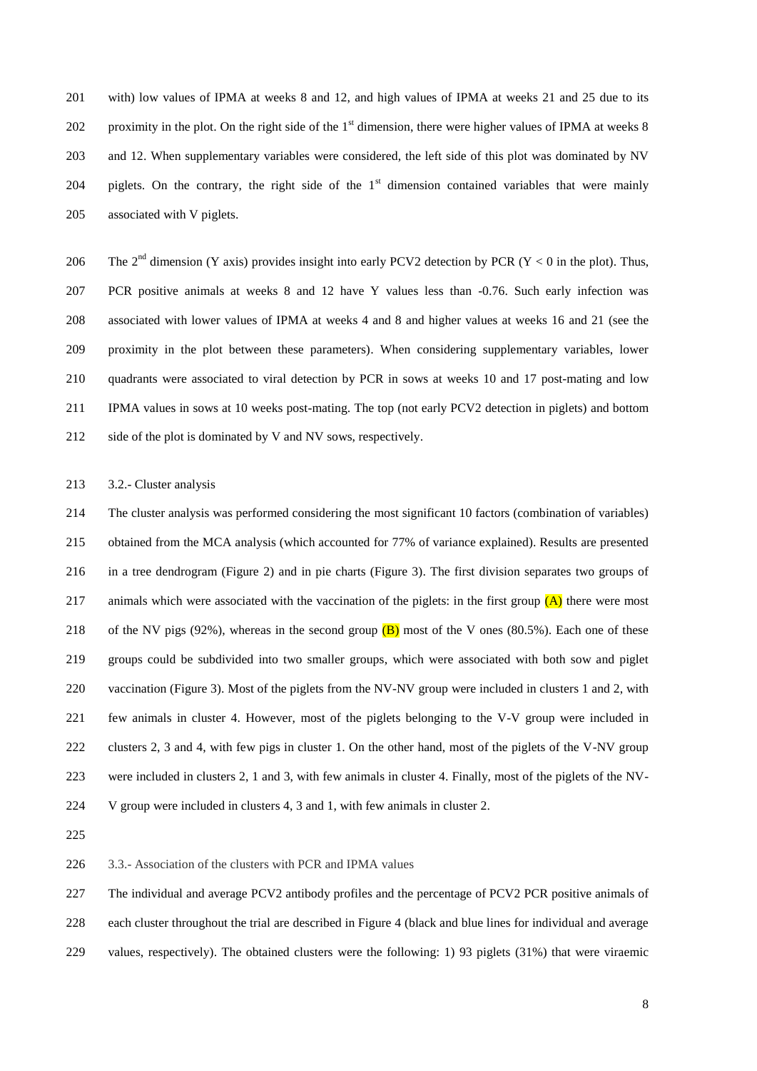with) low values of IPMA at weeks 8 and 12, and high values of IPMA at weeks 21 and 25 due to its proximity in the plot. On the right side of the 1st dimension, there were higher values of IPMA at weeks 8 and 12. When supplementary variables were considered, the left side of this plot was dominated by NV piglets. On the contrary, the right side of the 1st dimension contained variables that were mainly associated with V piglets.

The 2nd dimension (Y axis) provides insight into early PCV2 detection by PCR ($Y < 0$ in the plot). Thus, PCR positive animals at weeks 8 and 12 have Y values less than -0.76. Such early infection was associated with lower values of IPMA at weeks 4 and 8 and higher values at weeks 16 and 21 (see the proximity in the plot between these parameters). When considering supplementary variables, lower quadrants were associated to viral detection by PCR in sows at weeks 10 and 17 post-mating and low IPMA values in sows at 10 weeks post-mating. The top (not early PCV2 detection in piglets) and bottom side of the plot is dominated by V and NV sows, respectively.

### 3.2.- Cluster analysis

The cluster analysis was performed considering the most significant 10 factors (combination of variables) obtained from the MCA analysis (which accounted for 77% of variance explained). Results are presented in a tree dendrogram (Figure 2) and in pie charts (Figure 3). The first division separates two groups of animals which were associated with the vaccination of the piglets: in the first group (A) there were most of the NV pigs (92%), whereas in the second group (B) most of the V ones (80.5%). Each one of these groups could be subdivided into two smaller groups, which were associated with both sow and piglet vaccination (Figure 3). Most of the piglets from the NV-NV group were included in clusters 1 and 2, with few animals in cluster 4. However, most of the piglets belonging to the V-V group were included in clusters 2, 3 and 4, with few pigs in cluster 1. On the other hand, most of the piglets of the V-NV group were included in clusters 2, 1 and 3, with few animals in cluster 4. Finally, most of the piglets of the NV-V group were included in clusters 4, 3 and 1, with few animals in cluster 2.

### 3.3.- Association of the clusters with PCR and IPMA values

The individual and average PCV2 antibody profiles and the percentage of PCV2 PCR positive animals of each cluster throughout the trial are described in Figure 4 (black and blue lines for individual and average values, respectively). The obtained clusters were the following: 1) 93 piglets (31%) that were viraemic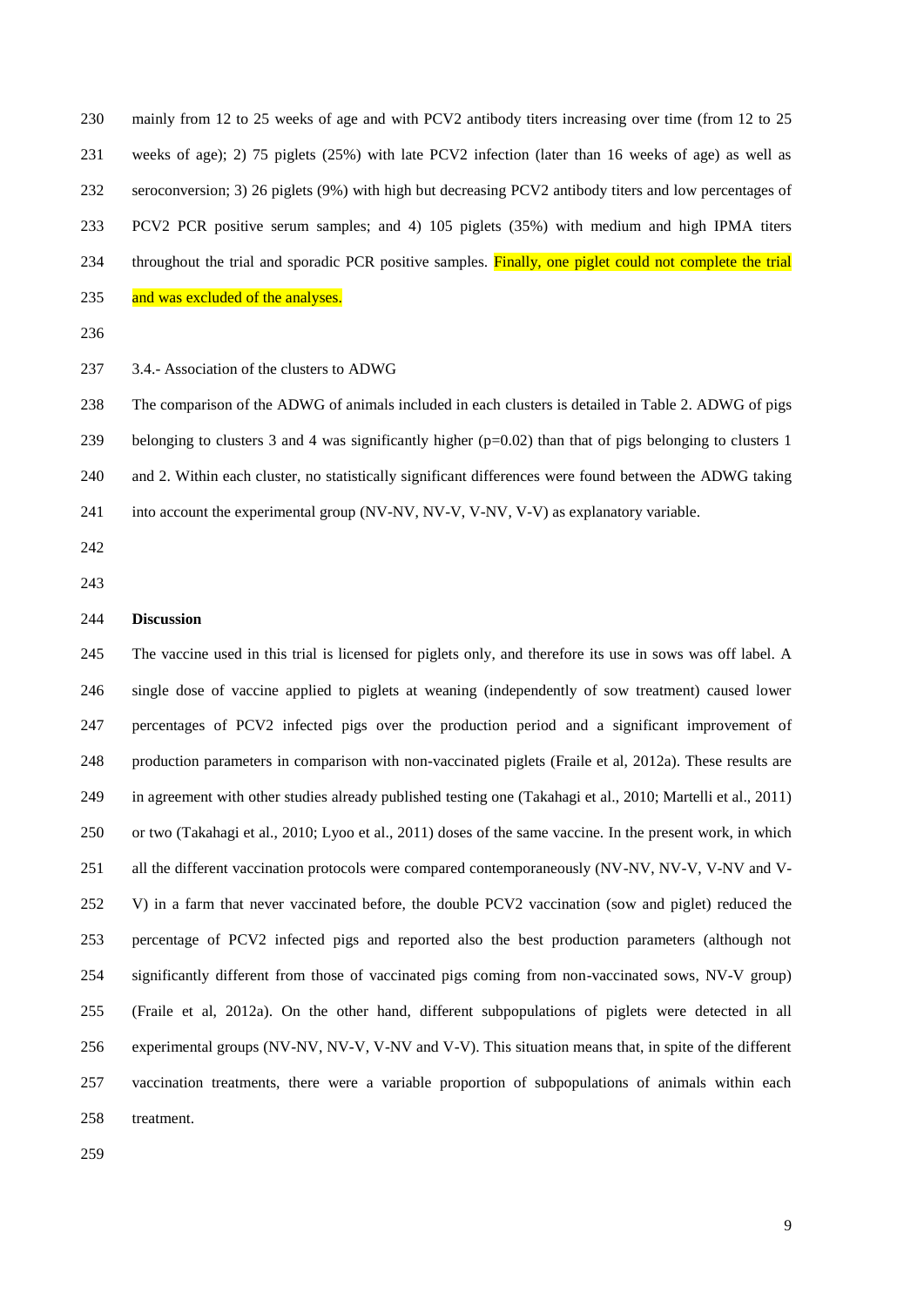mainly from 12 to 25 weeks of age and with PCV2 antibody titers increasing over time (from 12 to 25 weeks of age); 2) 75 piglets (25%) with late PCV2 infection (later than 16 weeks of age) as well as seroconversion; 3) 26 piglets (9%) with high but decreasing PCV2 antibody titers and low percentages of PCV2 PCR positive serum samples; and 4) 105 piglets (35%) with medium and high IPMA titers throughout the trial and sporadic PCR positive samples. Finally, one piglet could not complete the trial and was excluded of the analyses.

3.4.- Association of the clusters to ADWG

The comparison of the ADWG of animals included in each clusters is detailed in Table 2. ADWG of pigs belonging to clusters 3 and 4 was significantly higher ($p=0.02$) than that of pigs belonging to clusters 1 and 2. Within each cluster, no statistically significant differences were found between the ADWG taking into account the experimental group (NV-NV, NV-V, V-NV, V-V) as explanatory variable.

**Discussion**

The vaccine used in this trial is licensed for piglets only, and therefore its use in sows was off label. A single dose of vaccine applied to piglets at weaning (independently of sow treatment) caused lower percentages of PCV2 infected pigs over the production period and a significant improvement of production parameters in comparison with non-vaccinated piglets (Fraile et al, 2012a). These results are in agreement with other studies already published testing one (Takahagi et al., 2010; Martelli et al., 2011) or two (Takahagi et al., 2010; Lyoo et al., 2011) doses of the same vaccine. In the present work, in which all the different vaccination protocols were compared contemporaneously (NV-NV, NV-V, V-NV and V-V) in a farm that never vaccinated before, the double PCV2 vaccination (sow and piglet) reduced the percentage of PCV2 infected pigs and reported also the best production parameters (although not significantly different from those of vaccinated pigs coming from non-vaccinated sows, NV-V group) (Fraile et al, 2012a). On the other hand, different subpopulations of piglets were detected in all experimental groups (NV-NV, NV-V, V-NV and V-V). This situation means that, in spite of the different vaccination treatments, there were a variable proportion of subpopulations of animals within each treatment.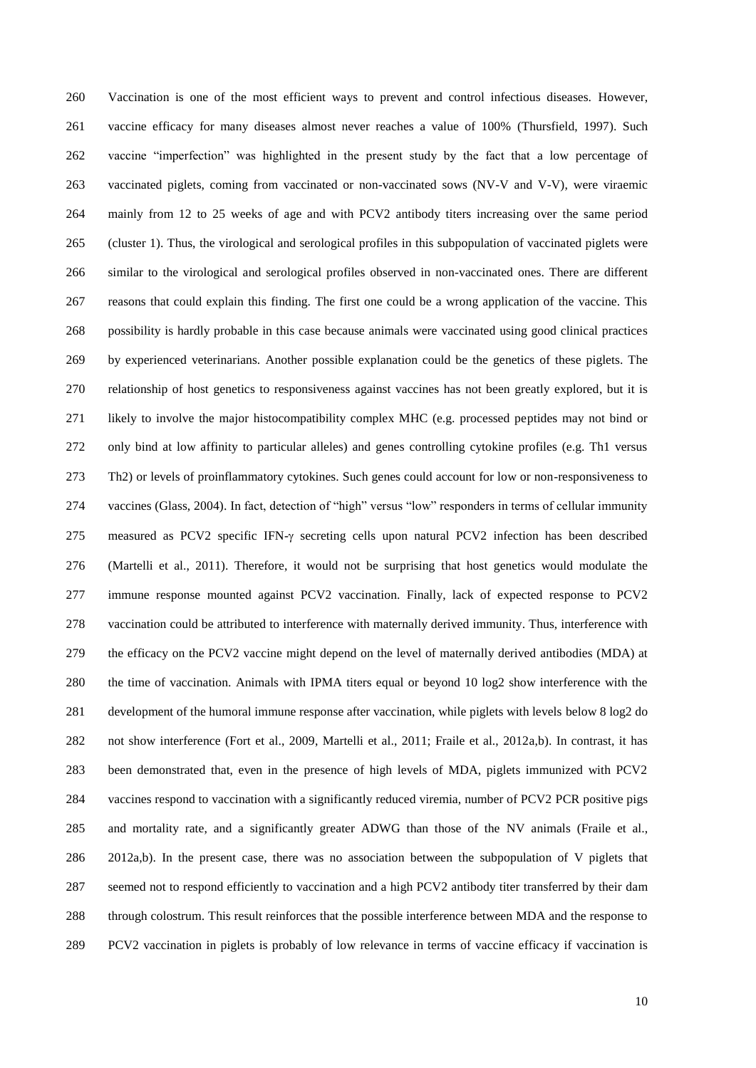Vaccination is one of the most efficient ways to prevent and control infectious diseases. However, vaccine efficacy for many diseases almost never reaches a value of 100% (Thursfield, 1997). Such vaccine "imperfection" was highlighted in the present study by the fact that a low percentage of vaccinated piglets, coming from vaccinated or non-vaccinated sows (NV-V and V-V), were viraemic mainly from 12 to 25 weeks of age and with PCV2 antibody titers increasing over the same period (cluster 1). Thus, the virological and serological profiles in this subpopulation of vaccinated piglets were similar to the virological and serological profiles observed in non-vaccinated ones. There are different reasons that could explain this finding. The first one could be a wrong application of the vaccine. This possibility is hardly probable in this case because animals were vaccinated using good clinical practices by experienced veterinarians. Another possible explanation could be the genetics of these piglets. The relationship of host genetics to responsiveness against vaccines has not been greatly explored, but it is likely to involve the major histocompatibility complex MHC (e.g. processed peptides may not bind or only bind at low affinity to particular alleles) and genes controlling cytokine profiles (e.g. Th1 versus Th2) or levels of proinflammatory cytokines. Such genes could account for low or non-responsiveness to vaccines (Glass, 2004). In fact, detection of "high" versus "low" responders in terms of cellular immunity measured as PCV2 specific IFN-$\gamma$ secreting cells upon natural PCV2 infection has been described (Martelli et al., 2011). Therefore, it would not be surprising that host genetics would modulate the immune response mounted against PCV2 vaccination. Finally, lack of expected response to PCV2 vaccination could be attributed to interference with maternally derived immunity. Thus, interference with the efficacy on the PCV2 vaccine might depend on the level of maternally derived antibodies (MDA) at the time of vaccination. Animals with IPMA titers equal or beyond 10 log2 show interference with the development of the humoral immune response after vaccination, while piglets with levels below 8 log2 do not show interference (Fort et al., 2009, Martelli et al., 2011; Fraile et al., 2012a,b). In contrast, it has been demonstrated that, even in the presence of high levels of MDA, piglets immunized with PCV2 vaccines respond to vaccination with a significantly reduced viremia, number of PCV2 PCR positive pigs and mortality rate, and a significantly greater ADWG than those of the NV animals (Fraile et al., 2012a,b). In the present case, there was no association between the subpopulation of V piglets that seemed not to respond efficiently to vaccination and a high PCV2 antibody titer transferred by their dam through colostrum. This result reinforces that the possible interference between MDA and the response to PCV2 vaccination in piglets is probably of low relevance in terms of vaccine efficacy if vaccination is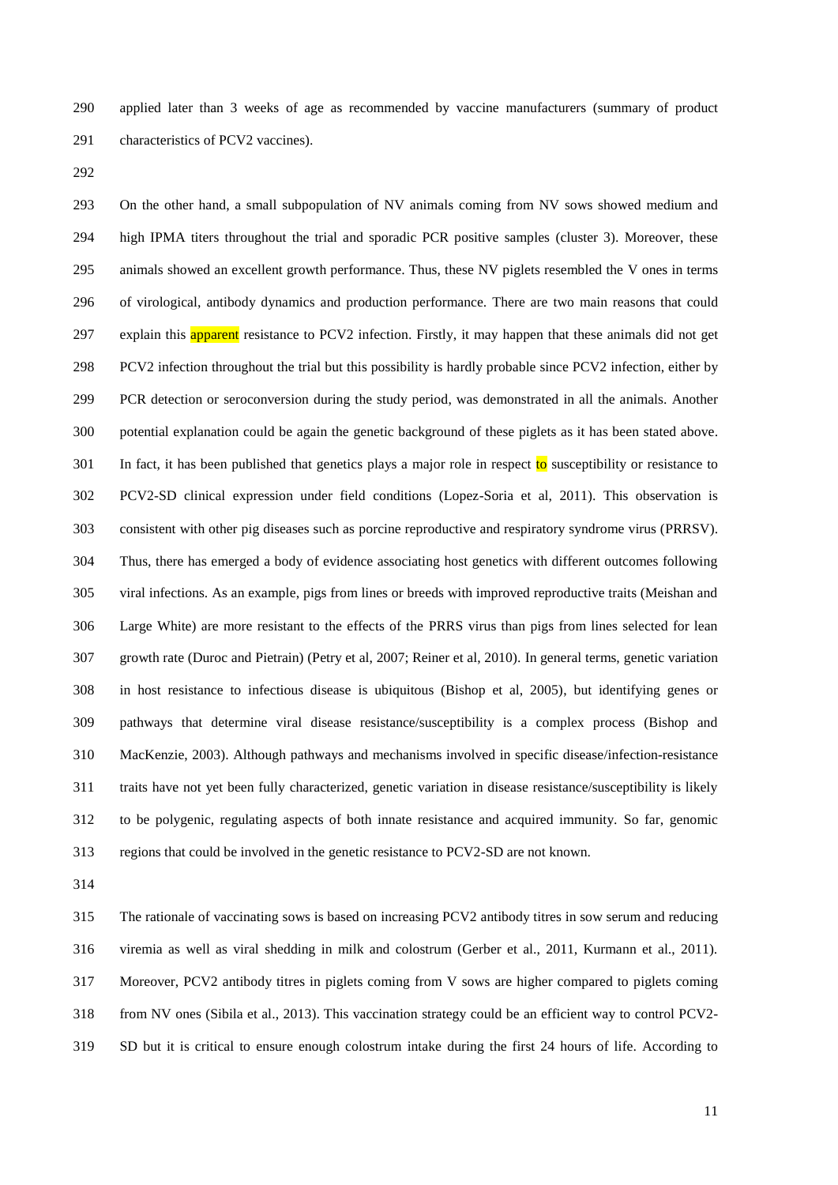applied later than 3 weeks of age as recommended by vaccine manufacturers (summary of product characteristics of PCV2 vaccines).

On the other hand, a small subpopulation of NV animals coming from NV sows showed medium and high IPMA titers throughout the trial and sporadic PCR positive samples (cluster 3). Moreover, these animals showed an excellent growth performance. Thus, these NV piglets resembled the V ones in terms of virological, antibody dynamics and production performance. There are two main reasons that could explain this apparent resistance to PCV2 infection. Firstly, it may happen that these animals did not get PCV2 infection throughout the trial but this possibility is hardly probable since PCV2 infection, either by PCR detection or seroconversion during the study period, was demonstrated in all the animals. Another potential explanation could be again the genetic background of these piglets as it has been stated above. In fact, it has been published that genetics plays a major role in respect to susceptibility or resistance to PCV2-SD clinical expression under field conditions (Lopez-Soria et al, 2011). This observation is consistent with other pig diseases such as porcine reproductive and respiratory syndrome virus (PRRSV). Thus, there has emerged a body of evidence associating host genetics with different outcomes following viral infections. As an example, pigs from lines or breeds with improved reproductive traits (Meishan and Large White) are more resistant to the effects of the PRRS virus than pigs from lines selected for lean growth rate (Duroc and Pietrain) (Petry et al, 2007; Reiner et al, 2010). In general terms, genetic variation in host resistance to infectious disease is ubiquitous (Bishop et al, 2005), but identifying genes or pathways that determine viral disease resistance/susceptibility is a complex process (Bishop and MacKenzie, 2003). Although pathways and mechanisms involved in specific disease/infection-resistance traits have not yet been fully characterized, genetic variation in disease resistance/susceptibility is likely to be polygenic, regulating aspects of both innate resistance and acquired immunity. So far, genomic regions that could be involved in the genetic resistance to PCV2-SD are not known.

The rationale of vaccinating sows is based on increasing PCV2 antibody titres in sow serum and reducing viremia as well as viral shedding in milk and colostrum (Gerber et al., 2011, Kurmann et al., 2011). Moreover, PCV2 antibody titres in piglets coming from V sows are higher compared to piglets coming from NV ones (Sibila et al., 2013). This vaccination strategy could be an efficient way to control PCV2-SD but it is critical to ensure enough colostrum intake during the first 24 hours of life. According to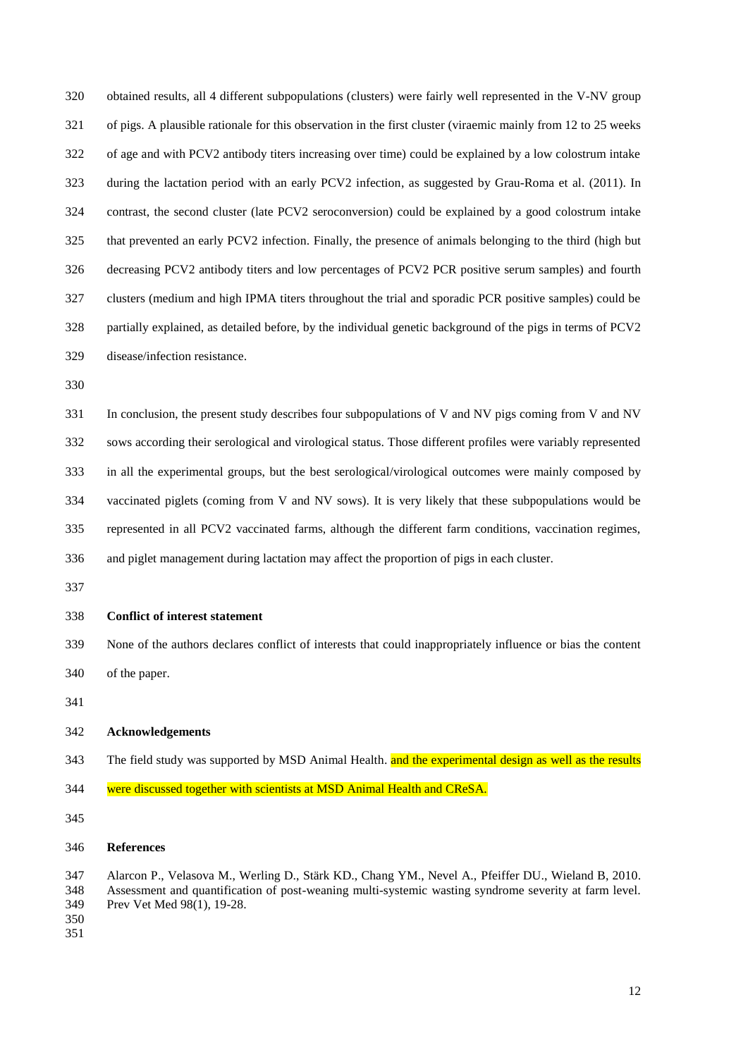obtained results, all 4 different subpopulations (clusters) were fairly well represented in the V-NV group of pigs. A plausible rationale for this observation in the first cluster (viraemic mainly from 12 to 25 weeks of age and with PCV2 antibody titers increasing over time) could be explained by a low colostrum intake during the lactation period with an early PCV2 infection, as suggested by Grau-Roma et al. (2011). In contrast, the second cluster (late PCV2 seroconversion) could be explained by a good colostrum intake that prevented an early PCV2 infection. Finally, the presence of animals belonging to the third (high but decreasing PCV2 antibody titers and low percentages of PCV2 PCR positive serum samples) and fourth clusters (medium and high IPMA titers throughout the trial and sporadic PCR positive samples) could be partially explained, as detailed before, by the individual genetic background of the pigs in terms of PCV2 disease/infection resistance.

In conclusion, the present study describes four subpopulations of V and NV pigs coming from V and NV sows according their serological and virological status. Those different profiles were variably represented in all the experimental groups, but the best serological/virological outcomes were mainly composed by vaccinated piglets (coming from V and NV sows). It is very likely that these subpopulations would be represented in all PCV2 vaccinated farms, although the different farm conditions, vaccination regimes, and piglet management during lactation may affect the proportion of pigs in each cluster.

## Conflict of interest statement

None of the authors declares conflict of interests that could inappropriately influence or bias the content of the paper.

## Acknowledgements

The field study was supported by MSD Animal Health. and the experimental design as well as the results were discussed together with scientists at MSD Animal Health and CReSA.

## References

Alarcon P., Velasova M., Werling D., Stärk KD., Chang YM., Nevel A., Pfeiffer DU., Wieland B, 2010. Assessment and quantification of post-weaning multi-systemic wasting syndrome severity at farm level. Prev Vet Med 98(1), 19-28.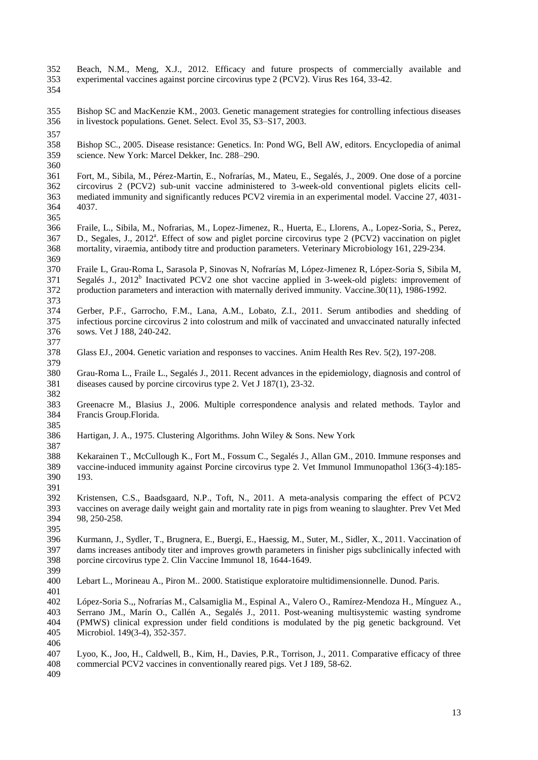Beach, N.M., Meng, X.J., 2012. Efficacy and future prospects of commercially available and experimental vaccines against porcine circovirus type 2 (PCV2). Virus Res 164, 33-42.

Bishop SC and MacKenzie KM., 2003. Genetic management strategies for controlling infectious diseases in livestock populations. Genet. Select. Evol 35, S3–S17, 2003.

Bishop SC., 2005. Disease resistance: Genetics. In: Pond WG, Bell AW, editors. Encyclopedia of animal science. New York: Marcel Dekker, Inc. 288–290.

Fort, M., Sibila, M., Pérez-Martin, E., Nofrarías, M., Mateu, E., Segalés, J., 2009. One dose of a porcine circovirus 2 (PCV2) sub-unit vaccine administered to 3-week-old conventional piglets elicits cell-mediated immunity and significantly reduces PCV2 viremia in an experimental model. Vaccine 27, 4031-4037.

Fraile, L., Sibila, M., Nofrarias, M., Lopez-Jimenez, R., Huerta, E., Llorens, A., Lopez-Soria, S., Perez, D., Segales, J., 2012[a]. Effect of sow and piglet porcine circovirus type 2 (PCV2) vaccination on piglet mortality, viraemia, antibody titre and production parameters. Veterinary Microbiology 161, 229-234.

Fraile L, Grau-Roma L, Sarasola P, Sinovas N, Nofrarías M, López-Jimenez R, López-Soria S, Sibila M, Segalés J., 2012[b] Inactivated PCV2 one shot vaccine applied in 3-week-old piglets: improvement of production parameters and interaction with maternally derived immunity. Vaccine.30(11), 1986-1992.

Gerber, P.F., Garrocho, F.M., Lana, A.M., Lobato, Z.I., 2011. Serum antibodies and shedding of infectious porcine circovirus 2 into colostrum and milk of vaccinated and unvaccinated naturally infected sows. Vet J 188, 240-242.

Glass EJ., 2004. Genetic variation and responses to vaccines. Anim Health Res Rev. 5(2), 197-208.

Grau-Roma L., Fraile L., Segalés J., 2011. Recent advances in the epidemiology, diagnosis and control of diseases caused by porcine circovirus type 2. Vet J 187(1), 23-32.

Greenacre M., Blasius J., 2006. Multiple correspondence analysis and related methods. Taylor and Francis Group.Florida.

Hartigan, J. A., 1975. Clustering Algorithms. John Wiley & Sons. New York

Kekarainen T., McCullough K., Fort M., Fossum C., Segalés J., Allan GM., 2010. Immune responses and vaccine-induced immunity against Porcine circovirus type 2. Vet Immunol Immunopathol 136(3-4):185-193.

Kristensen, C.S., Baadsgaard, N.P., Toft, N., 2011. A meta-analysis comparing the effect of PCV2 vaccines on average daily weight gain and mortality rate in pigs from weaning to slaughter. Prev Vet Med 98, 250-258.

Kurmann, J., Sydler, T., Brugnera, E., Buergi, E., Haessig, M., Suter, M., Sidler, X., 2011. Vaccination of dams increases antibody titer and improves growth parameters in finisher pigs subclinically infected with porcine circovirus type 2. Clin Vaccine Immunol 18, 1644-1649.

Lebart L., Morineau A., Piron M.. 2000. Statistique exploratoire multidimensionnelle. Dunod. Paris.

López-Soria S.,, Nofrarías M., Calsamiglia M., Espinal A., Valero O., Ramírez-Mendoza H., Mínguez A., Serrano JM., Marín O., Callén A., Segalés J., 2011. Post-weaning multisystemic wasting syndrome (PMWS) clinical expression under field conditions is modulated by the pig genetic background. Vet Microbiol. 149(3-4), 352-357.

Lyoo, K., Joo, H., Caldwell, B., Kim, H., Davies, P.R., Torrison, J., 2011. Comparative efficacy of three commercial PCV2 vaccines in conventionally reared pigs. Vet J 189, 58-62.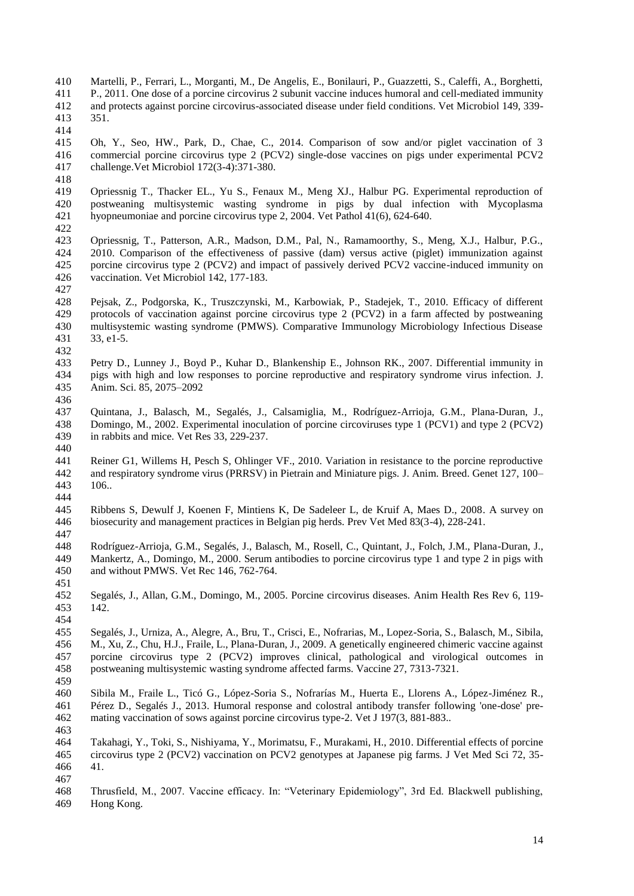Martelli, P., Ferrari, L., Morganti, M., De Angelis, E., Bonilauri, P., Guazzetti, S., Caleffi, A., Borghetti, P., 2011. One dose of a porcine circovirus 2 subunit vaccine induces humoral and cell-mediated immunity and protects against porcine circovirus-associated disease under field conditions. Vet Microbiol 149, 339-351.

Oh, Y., Seo, HW., Park, D., Chae, C., 2014. Comparison of sow and/or piglet vaccination of 3 commercial porcine circovirus type 2 (PCV2) single-dose vaccines on pigs under experimental PCV2 challenge.Vet Microbiol 172(3-4):371-380.

Opriessnig T., Thacker EL., Yu S., Fenaux M., Meng XJ., Halbur PG. Experimental reproduction of postweaning multisystemic wasting syndrome in pigs by dual infection with Mycoplasma hyopneumoniae and porcine circovirus type 2, 2004. Vet Pathol 41(6), 624-640.

Opriessnig, T., Patterson, A.R., Madson, D.M., Pal, N., Ramamoorthy, S., Meng, X.J., Halbur, P.G., 2010. Comparison of the effectiveness of passive (dam) versus active (piglet) immunization against porcine circovirus type 2 (PCV2) and impact of passively derived PCV2 vaccine-induced immunity on vaccination. Vet Microbiol 142, 177-183.

Pejsak, Z., Podgorska, K., Truszczynski, M., Karbowiak, P., Stadejek, T., 2010. Efficacy of different protocols of vaccination against porcine circovirus type 2 (PCV2) in a farm affected by postweaning multisystemic wasting syndrome (PMWS). Comparative Immunology Microbiology Infectious Disease 33, e1-5.

Petry D., Lunney J., Boyd P., Kuhar D., Blankenship E., Johnson RK., 2007. Differential immunity in pigs with high and low responses to porcine reproductive and respiratory syndrome virus infection. J. Anim. Sci. 85, 2075–2092

Quintana, J., Balasch, M., Segalés, J., Calsamiglia, M., Rodríguez-Arrioja, G.M., Plana-Duran, J., Domingo, M., 2002. Experimental inoculation of porcine circoviruses type 1 (PCV1) and type 2 (PCV2) in rabbits and mice. Vet Res 33, 229-237.

Reiner G1, Willems H, Pesch S, Ohlinger VF., 2010. Variation in resistance to the porcine reproductive and respiratory syndrome virus (PRRSV) in Pietrain and Miniature pigs. J. Anim. Breed. Genet 127, 100–106..

Ribbens S, Dewulf J, Koenen F, Mintiens K, De Sadeleer L, de Kruif A, Maes D., 2008. A survey on biosecurity and management practices in Belgian pig herds. Prev Vet Med 83(3-4), 228-241.

Rodríguez-Arrioja, G.M., Segalés, J., Balasch, M., Rosell, C., Quintant, J., Folch, J.M., Plana-Duran, J., Mankertz, A., Domingo, M., 2000. Serum antibodies to porcine circovirus type 1 and type 2 in pigs with and without PMWS. Vet Rec 146, 762-764.

Segalés, J., Allan, G.M., Domingo, M., 2005. Porcine circovirus diseases. Anim Health Res Rev 6, 119-142.

Segalés, J., Urniza, A., Alegre, A., Bru, T., Crisci, E., Nofrarias, M., Lopez-Soria, S., Balasch, M., Sibila, M., Xu, Z., Chu, H.J., Fraile, L., Plana-Duran, J., 2009. A genetically engineered chimeric vaccine against porcine circovirus type 2 (PCV2) improves clinical, pathological and virological outcomes in postweaning multisystemic wasting syndrome affected farms. Vaccine 27, 7313-7321.

Sibila M., Fraile L., Ticó G., López-Soria S., Nofrarías M., Huerta E., Llorens A., López-Jiménez R., Pérez D., Segalés J., 2013. Humoral response and colostral antibody transfer following 'one-dose' pre-mating vaccination of sows against porcine circovirus type-2. Vet J 197(3, 881-883..

Takahagi, Y., Toki, S., Nishiyama, Y., Morimatsu, F., Murakami, H., 2010. Differential effects of porcine circovirus type 2 (PCV2) vaccination on PCV2 genotypes at Japanese pig farms. J Vet Med Sci 72, 35-41.

Thrusfield, M., 2007. Vaccine efficacy. In: "Veterinary Epidemiology", 3rd Ed. Blackwell publishing, Hong Kong.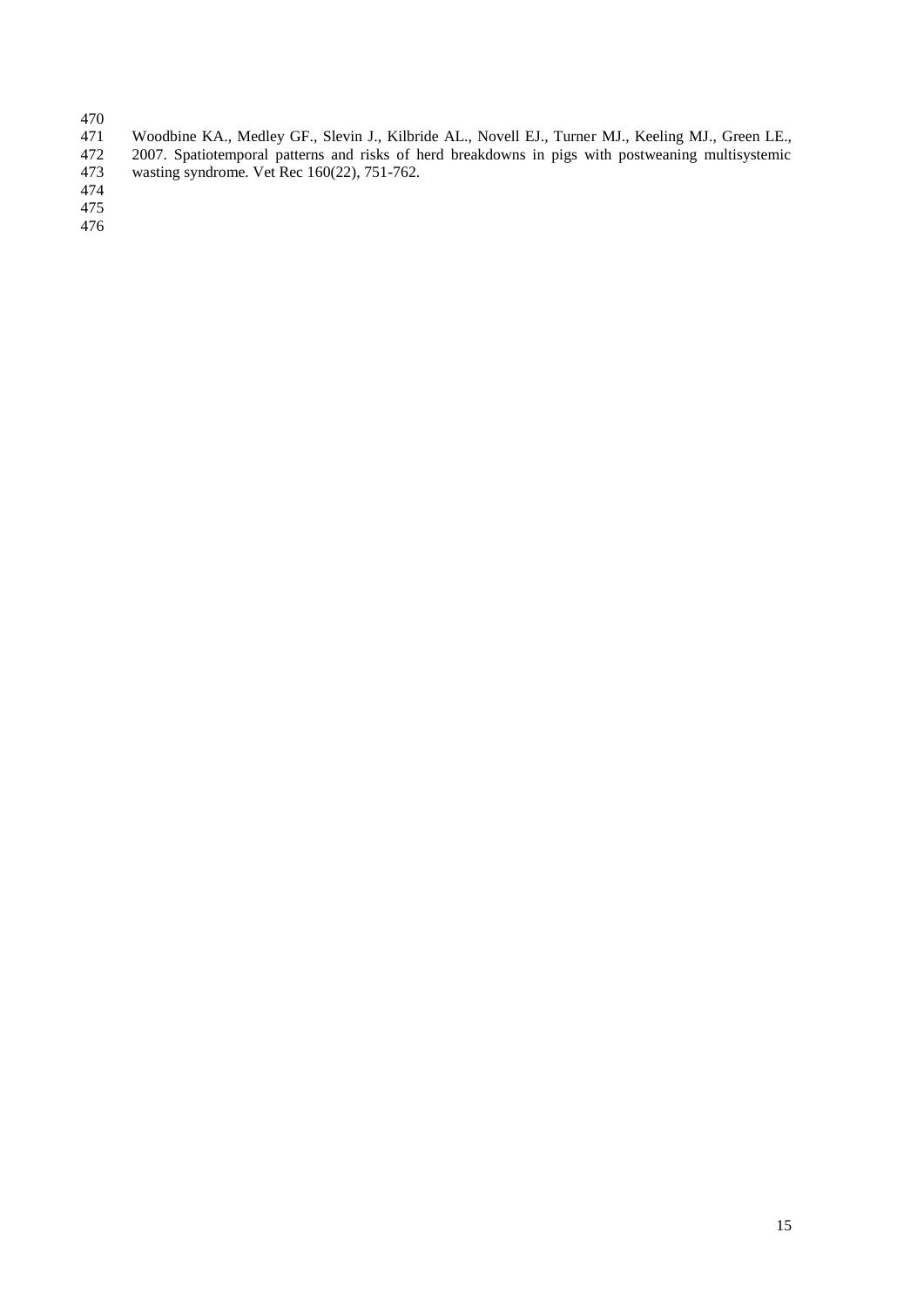Woodbine KA., Medley GF., Slevin J., Kilbride AL., Novell EJ., Turner MJ., Keeling MJ., Green LE., 2007. Spatiotemporal patterns and risks of herd breakdowns in pigs with postweaning multisystemic wasting syndrome. Vet Rec 160(22), 751-762.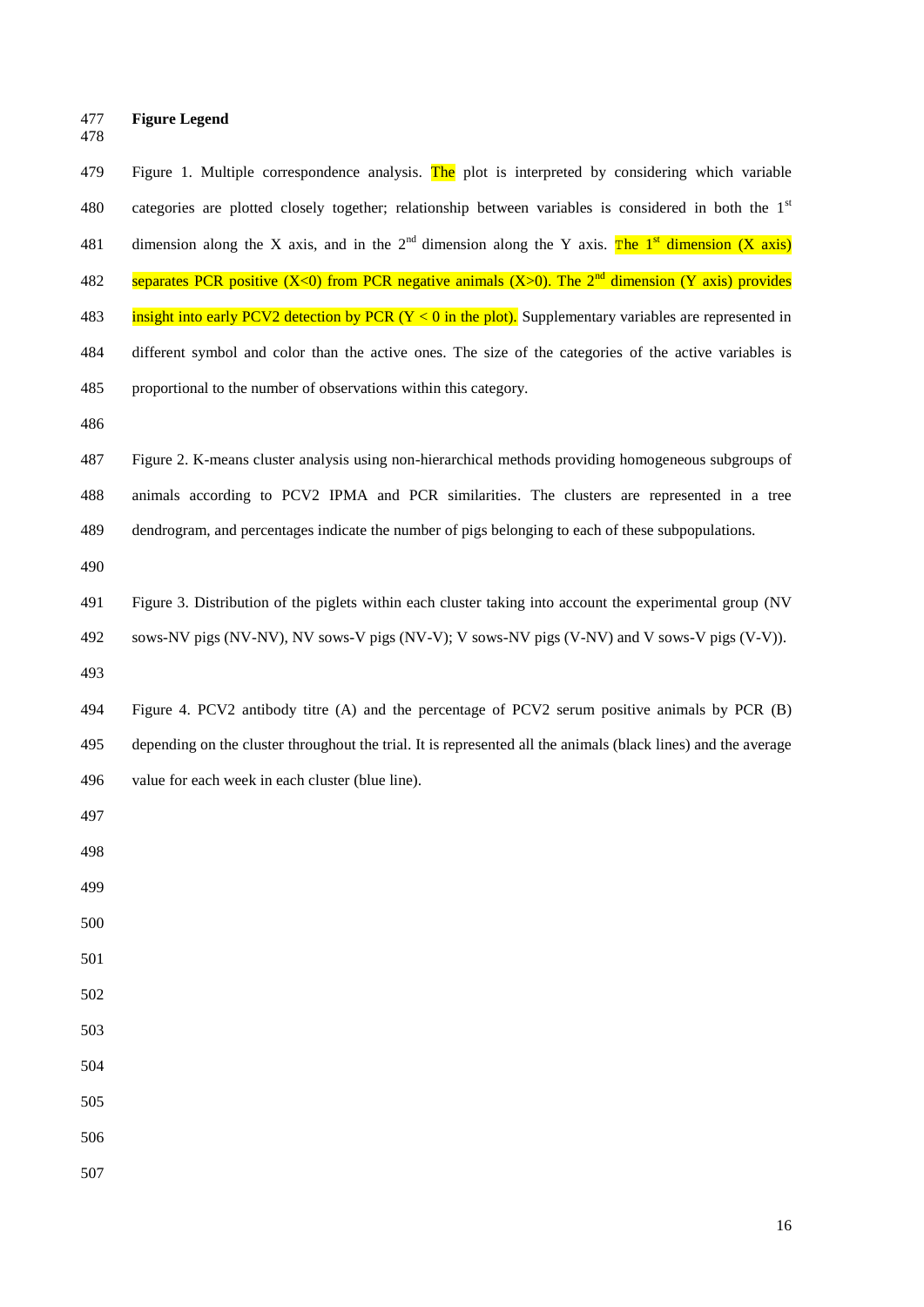**Figure Legend**

Figure 1. Multiple correspondence analysis. The plot is interpreted by considering which variable categories are plotted closely together; relationship between variables is considered in both the 1[st] dimension along the X axis, and in the 2[nd] dimension along the Y axis. The 1[st] dimension (X axis) separates PCR positive ($X<0$) from PCR negative animals ($X>0$). The 2[nd] dimension (Y axis) provides insight into early PCV2 detection by PCR ($Y < 0$ in the plot). Supplementary variables are represented in different symbol and color than the active ones. The size of the categories of the active variables is proportional to the number of observations within this category.

Figure 2. K-means cluster analysis using non-hierarchical methods providing homogeneous subgroups of animals according to PCV2 IPMA and PCR similarities. The clusters are represented in a tree dendrogram, and percentages indicate the number of pigs belonging to each of these subpopulations.

Figure 3. Distribution of the piglets within each cluster taking into account the experimental group (NV sows-NV pigs (NV-NV), NV sows-V pigs (NV-V); V sows-NV pigs (V-NV) and V sows-V pigs (V-V)).

Figure 4. PCV2 antibody titre (A) and the percentage of PCV2 serum positive animals by PCR (B) depending on the cluster throughout the trial. It is represented all the animals (black lines) and the average value for each week in each cluster (blue line).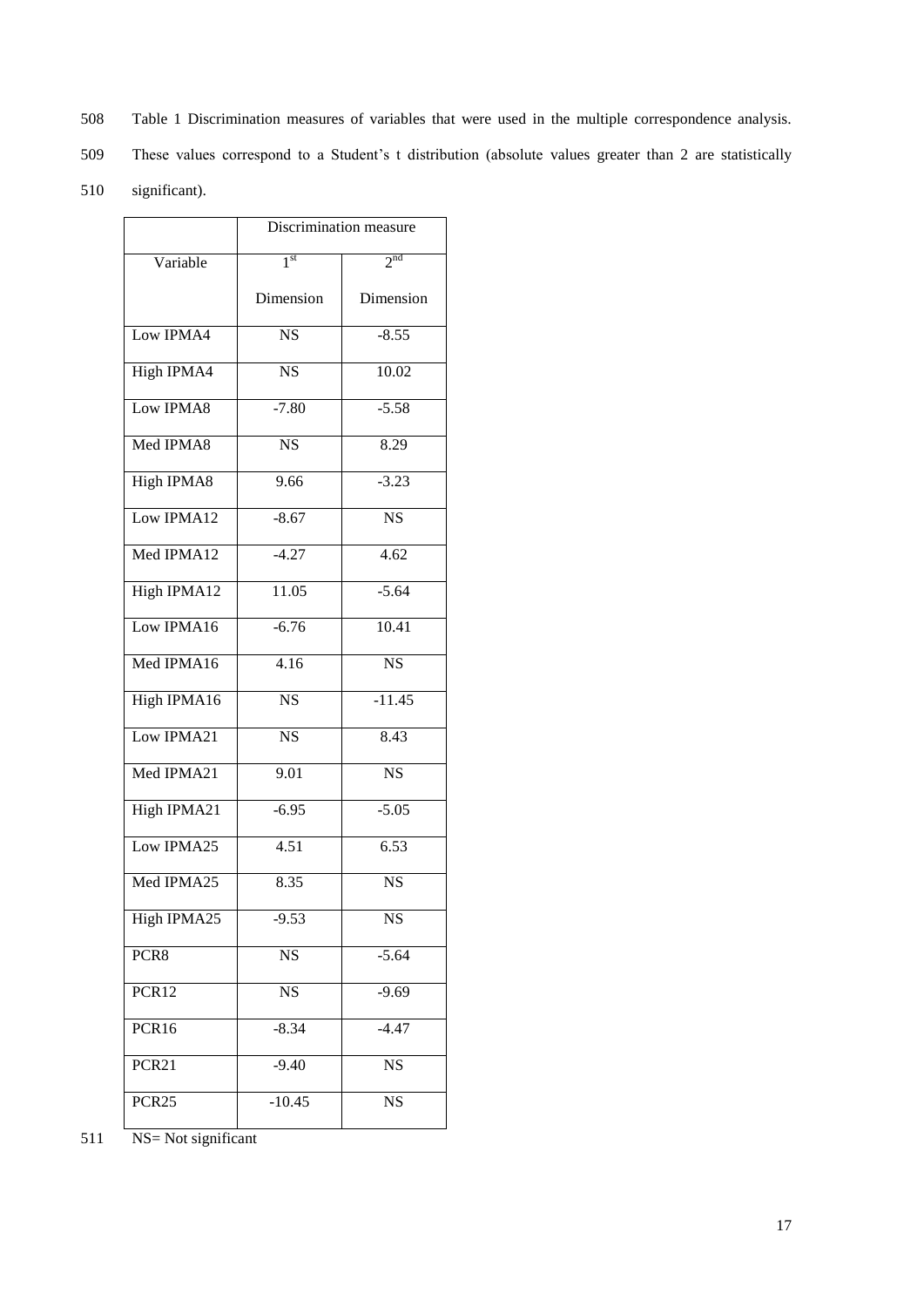Table 1 Discrimination measures of variables that were used in the multiple correspondence analysis. These values correspond to a Student's t distribution (absolute values greater than 2 are statistically significant).

| | Discrimination measure | |
|---|---|---|
| Variable | 1st Dimension | 2nd Dimension |
| Low IPMA4 | NS | -8.55 |
| High IPMA4 | NS | 10.02 |
| Low IPMA8 | -7.80 | -5.58 |
| Med IPMA8 | NS | 8.29 |
| High IPMA8 | 9.66 | -3.23 |
| Low IPMA12 | -8.67 | NS |
| Med IPMA12 | -4.27 | 4.62 |
| High IPMA12 | 11.05 | -5.64 |
| Low IPMA16 | -6.76 | 10.41 |
| Med IPMA16 | 4.16 | NS |
| High IPMA16 | NS | -11.45 |
| Low IPMA21 | NS | 8.43 |
| Med IPMA21 | 9.01 | NS |
| High IPMA21 | -6.95 | -5.05 |
| Low IPMA25 | 4.51 | 6.53 |
| Med IPMA25 | 8.35 | NS |
| High IPMA25 | -9.53 | NS |
| PCR8 | NS | -5.64 |
| PCR12 | NS | -9.69 |
| PCR16 | -8.34 | -4.47 |
| PCR21 | -9.40 | NS |
| PCR25 | -10.45 | NS |

NS= Not significant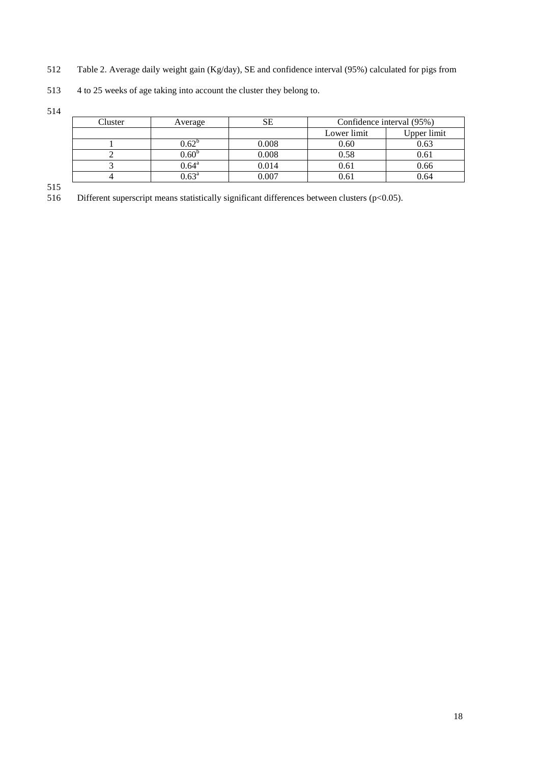Table 2. Average daily weight gain (Kg/day), SE and confidence interval (95%) calculated for pigs from 4 to 25 weeks of age taking into account the cluster they belong to.

| Cluster | Average | SE | Confidence interval (95%) | |
|---|---|---|---|---|
| | | | Lower limit | Upper limit |
| 1 | $0.62^{b}$ | 0.008 | 0.60 | 0.63 |
| 2 | $0.60^{b}$ | 0.008 | 0.58 | 0.61 |
| 3 | $0.64^{a}$ | 0.014 | 0.61 | 0.66 |
| 4 | $0.63^{a}$ | 0.007 | 0.61 | 0.64 |

Different superscript means statistically significant differences between clusters ($p<0.05$).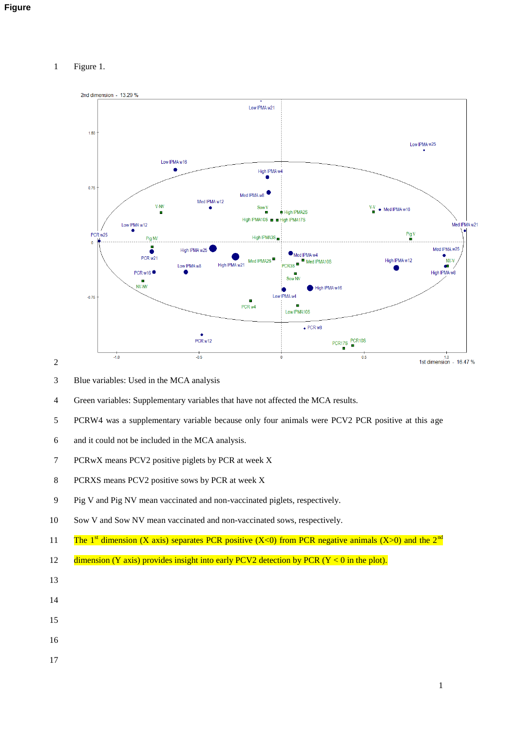# Figure

Figure 1.

Blue variables: Used in the MCA analysis

Green variables: Supplementary variables that have not affected the MCA results.

PCRW4 was a supplementary variable because only four animals were PCV2 PCR positive at this age and it could not be included in the MCA analysis.

PCRwX means PCV2 positive piglets by PCR at week X

PCRXS means PCV2 positive sows by PCR at week X

Pig V and Pig NV mean vaccinated and non-vaccinated piglets, respectively.

Sow V and Sow NV mean vaccinated and non-vaccinated sows, respectively.

The 1st dimension (X axis) separates PCR positive (X<0) from PCR negative animals (X>0) and the 2nd dimension (Y axis) provides insight into early PCV2 detection by PCR (Y < 0 in the plot).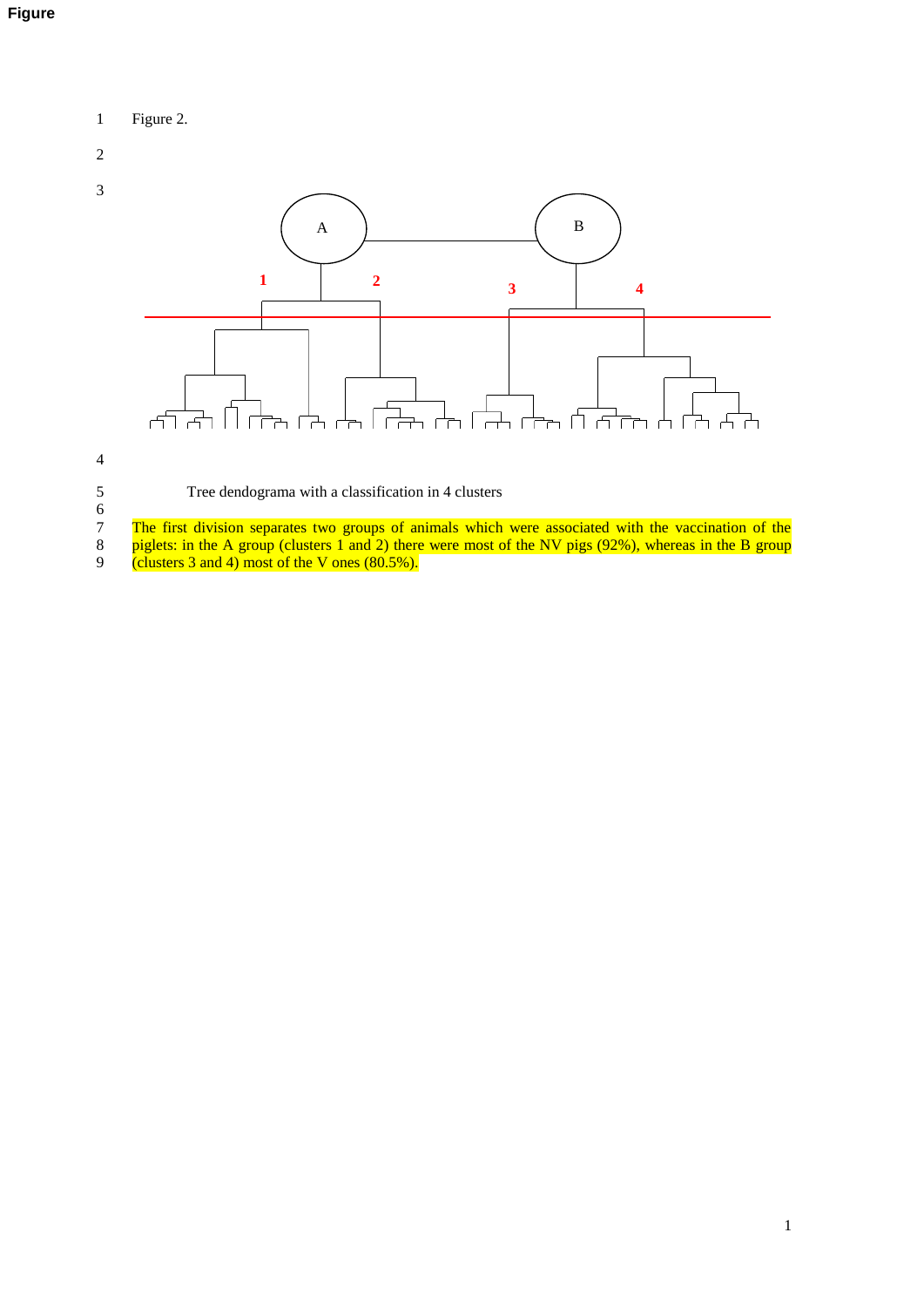Figure 2.

Tree dendograma with a classification in 4 clusters

The first division separates two groups of animals which were associated with the vaccination of the piglets: in the A group (clusters 1 and 2) there were most of the NV pigs (92%), whereas in the B group (clusters 3 and 4) most of the V ones (80.5%).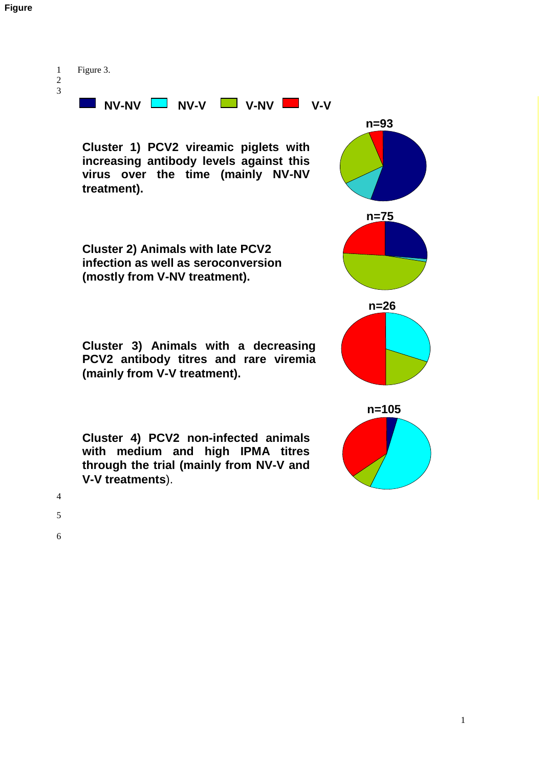Figure 3.

**NV-NV** **NV-V** **V-NV** **V-V**

**Cluster 1) PCV2 viraemic piglets with increasing antibody levels against this virus over the time (mainly NV-NV treatment).**

**n=93**

**Cluster 2) Animals with late PCV2 infection as well as seroconversion (mostly from V-NV treatment).**

**n=75**

**Cluster 3) Animals with a decreasing PCV2 antibody titres and rare viremia (mainly from V-V treatment).**

**n=26**

**Cluster 4) PCV2 non-infected animals with medium and high IPMA titres through the trial (mainly from NV-V and V-V treatments**).

**n=105**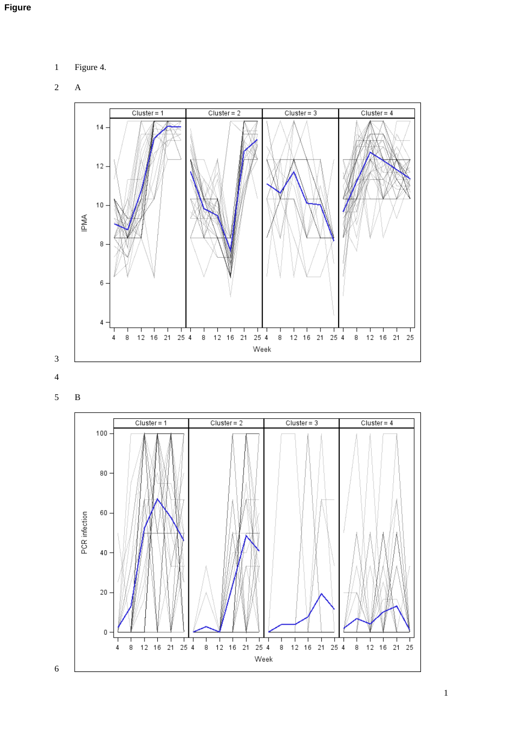Figure

Figure 4.

A

Cluster = 1

Cluster = 2

Cluster = 3

Cluster = 4

IPMA

14

12

10

8

6

4

4 8 12 16 21 25 4 8 12 16 21 25 4 8 12 16 21 25 4 8 12 16 21 25

Week

B

Cluster = 1

Cluster = 2

Cluster = 3

Cluster = 4

PCR infection

100

80

60

40

20

0

4 8 12 16 21 25 4 8 12 16 21 25 4 8 12 16 21 25 4 8 12 16 21 25

Week